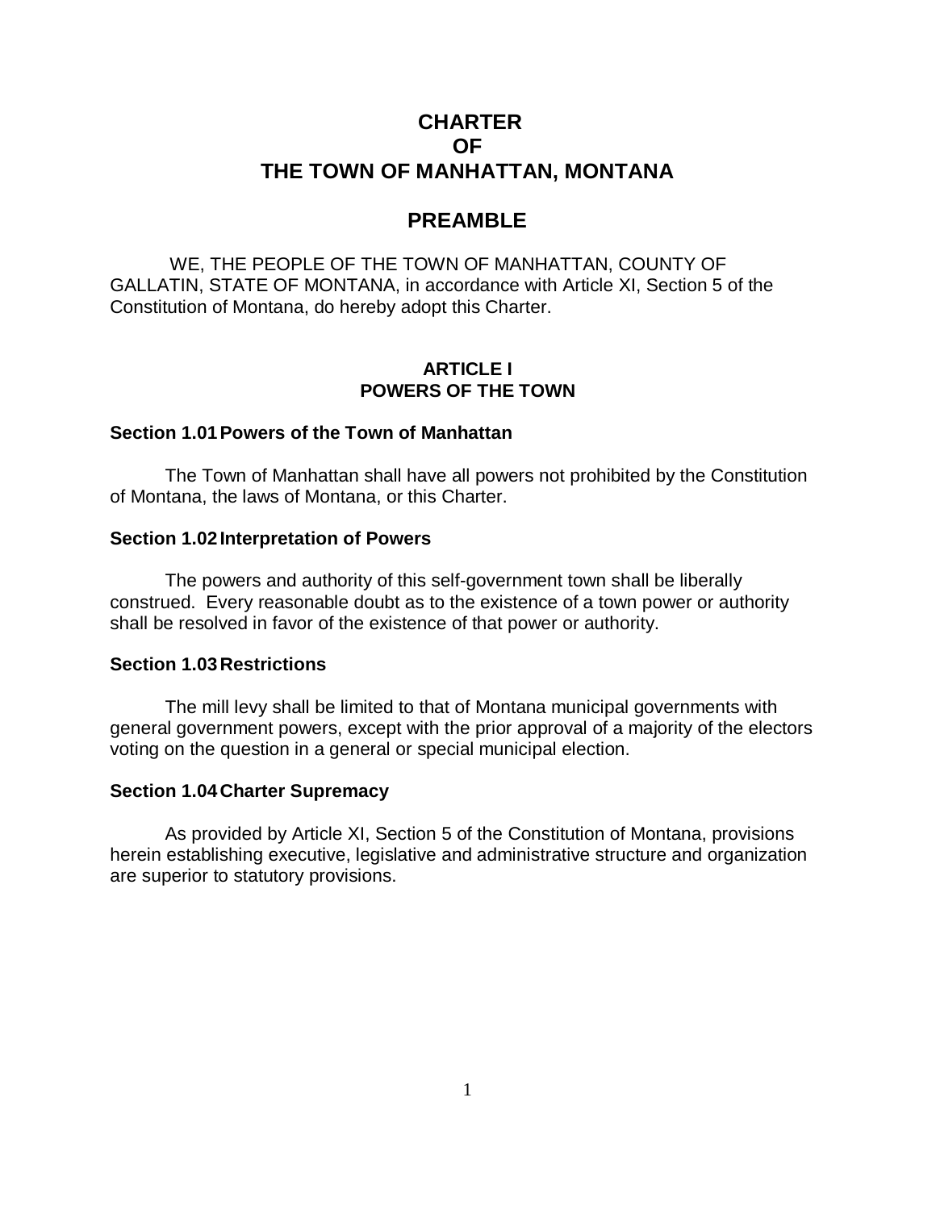# CHARTER
# OF
# THE TOWN OF MANHATTAN, MONTANA

## PREAMBLE

WE, THE PEOPLE OF THE TOWN OF MANHATTAN, COUNTY OF GALLATIN, STATE OF MONTANA, in accordance with Article XI, Section 5 of the Constitution of Montana, do hereby adopt this Charter.

## ARTICLE I
## POWERS OF THE TOWN

### Section 1.01 Powers of the Town of Manhattan

The Town of Manhattan shall have all powers not prohibited by the Constitution of Montana, the laws of Montana, or this Charter.

### Section 1.02 Interpretation of Powers

The powers and authority of this self-government town shall be liberally construed. Every reasonable doubt as to the existence of a town power or authority shall be resolved in favor of the existence of that power or authority.

### Section 1.03 Restrictions

The mill levy shall be limited to that of Montana municipal governments with general government powers, except with the prior approval of a majority of the electors voting on the question in a general or special municipal election.

### Section 1.04 Charter Supremacy

As provided by Article XI, Section 5 of the Constitution of Montana, provisions herein establishing executive, legislative and administrative structure and organization are superior to statutory provisions.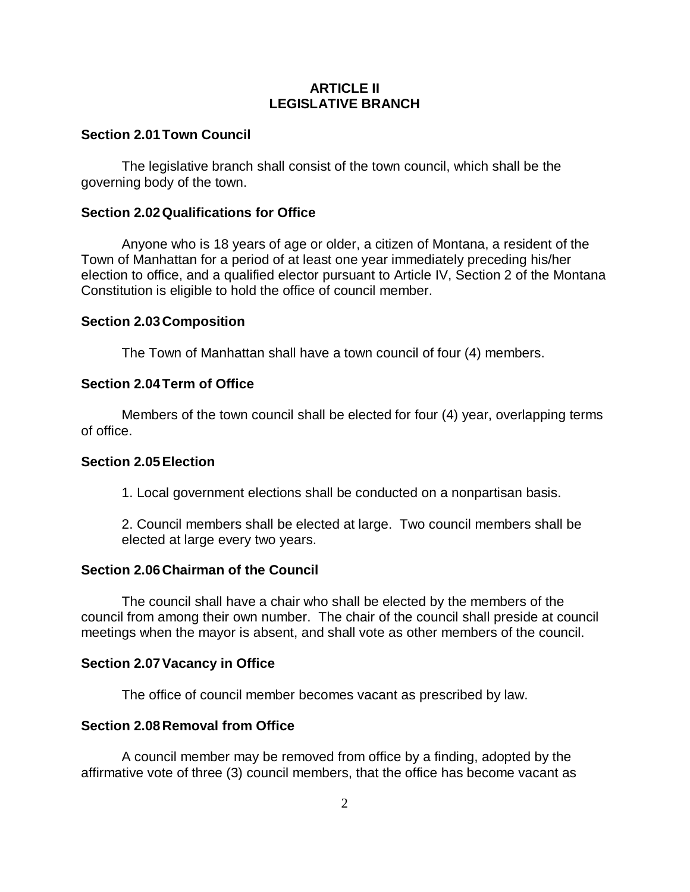# ARTICLE II
# LEGISLATIVE BRANCH

**Section 2.01 Town Council**

The legislative branch shall consist of the town council, which shall be the governing body of the town.

**Section 2.02 Qualifications for Office**

Anyone who is 18 years of age or older, a citizen of Montana, a resident of the Town of Manhattan for a period of at least one year immediately preceding his/her election to office, and a qualified elector pursuant to Article IV, Section 2 of the Montana Constitution is eligible to hold the office of council member.

**Section 2.03 Composition**

The Town of Manhattan shall have a town council of four (4) members.

**Section 2.04 Term of Office**

Members of the town council shall be elected for four (4) year, overlapping terms of office.

**Section 2.05 Election**

1. Local government elections shall be conducted on a nonpartisan basis.

2. Council members shall be elected at large. Two council members shall be elected at large every two years.

**Section 2.06 Chairman of the Council**

The council shall have a chair who shall be elected by the members of the council from among their own number. The chair of the council shall preside at council meetings when the mayor is absent, and shall vote as other members of the council.

**Section 2.07 Vacancy in Office**

The office of council member becomes vacant as prescribed by law.

**Section 2.08 Removal from Office**

A council member may be removed from office by a finding, adopted by the affirmative vote of three (3) council members, that the office has become vacant as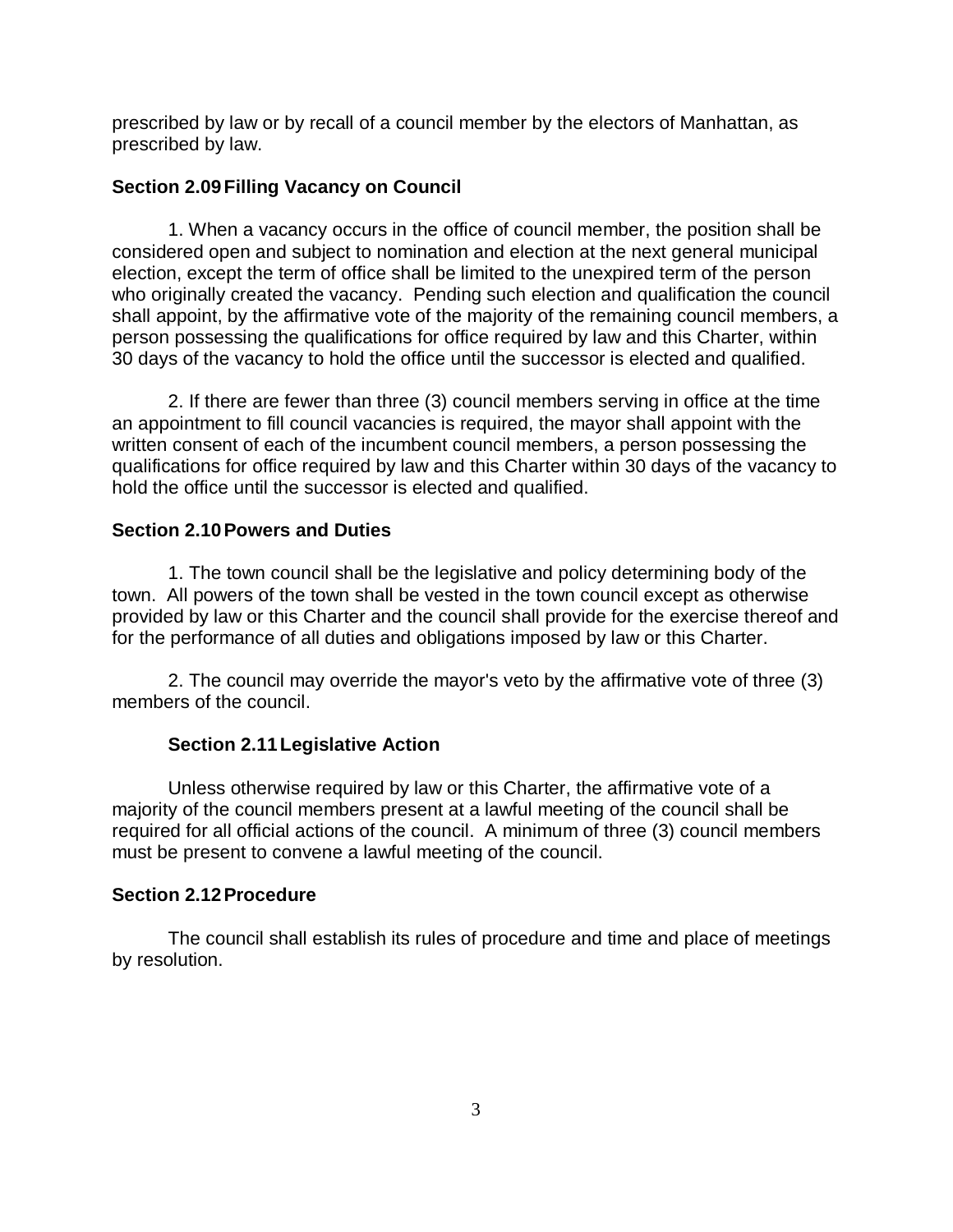prescribed by law or by recall of a council member by the electors of Manhattan, as prescribed by law.

**Section 2.09 Filling Vacancy on Council**

1. When a vacancy occurs in the office of council member, the position shall be considered open and subject to nomination and election at the next general municipal election, except the term of office shall be limited to the unexpired term of the person who originally created the vacancy. Pending such election and qualification the council shall appoint, by the affirmative vote of the majority of the remaining council members, a person possessing the qualifications for office required by law and this Charter, within 30 days of the vacancy to hold the office until the successor is elected and qualified.

2. If there are fewer than three (3) council members serving in office at the time an appointment to fill council vacancies is required, the mayor shall appoint with the written consent of each of the incumbent council members, a person possessing the qualifications for office required by law and this Charter within 30 days of the vacancy to hold the office until the successor is elected and qualified.

**Section 2.10 Powers and Duties**

1. The town council shall be the legislative and policy determining body of the town. All powers of the town shall be vested in the town council except as otherwise provided by law or this Charter and the council shall provide for the exercise thereof and for the performance of all duties and obligations imposed by law or this Charter.

2. The council may override the mayor's veto by the affirmative vote of three (3) members of the council.

**Section 2.11 Legislative Action**

Unless otherwise required by law or this Charter, the affirmative vote of a majority of the council members present at a lawful meeting of the council shall be required for all official actions of the council. A minimum of three (3) council members must be present to convene a lawful meeting of the council.

**Section 2.12 Procedure**

The council shall establish its rules of procedure and time and place of meetings by resolution.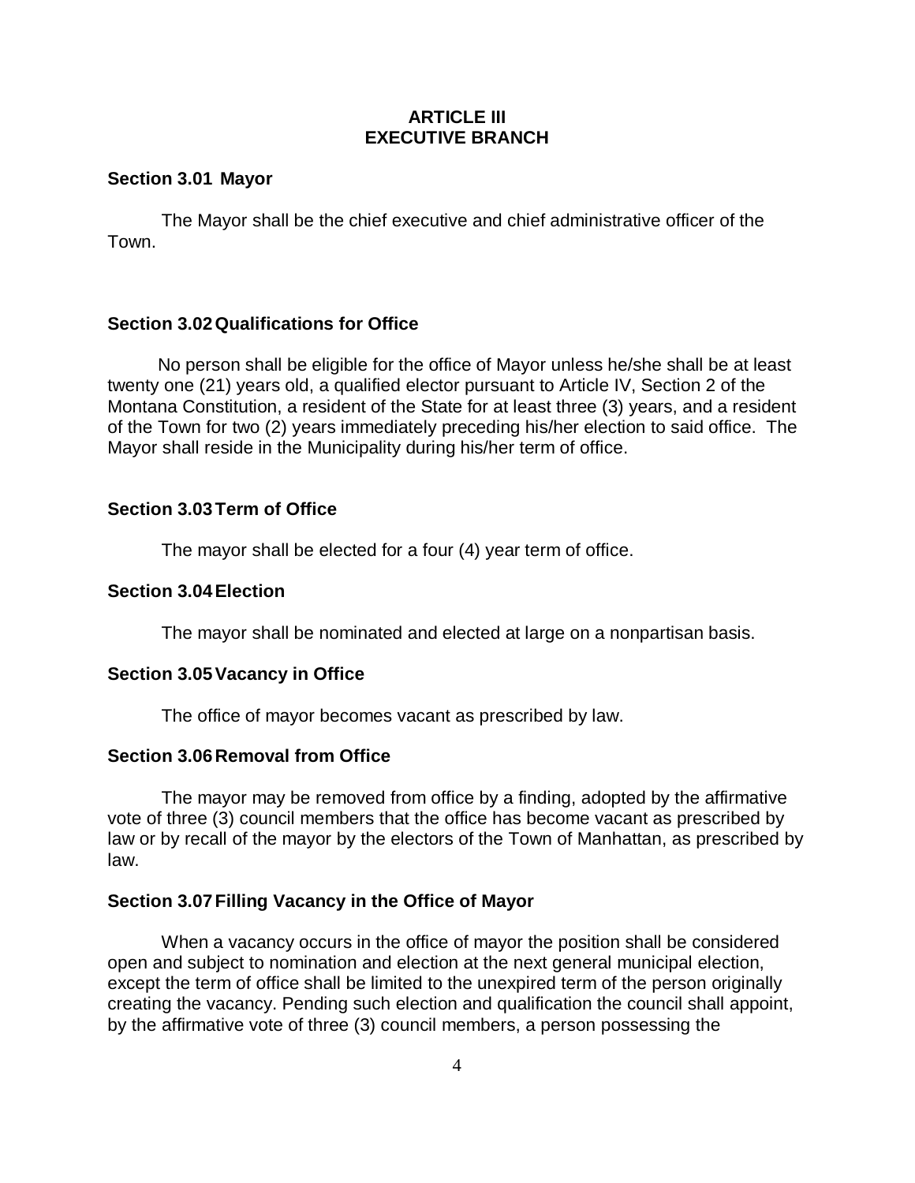# ARTICLE III
# EXECUTIVE BRANCH

### Section 3.01 Mayor

The Mayor shall be the chief executive and chief administrative officer of the Town.

### Section 3.02 Qualifications for Office

No person shall be eligible for the office of Mayor unless he/she shall be at least twenty one (21) years old, a qualified elector pursuant to Article IV, Section 2 of the Montana Constitution, a resident of the State for at least three (3) years, and a resident of the Town for two (2) years immediately preceding his/her election to said office. The Mayor shall reside in the Municipality during his/her term of office.

### Section 3.03 Term of Office

The mayor shall be elected for a four (4) year term of office.

### Section 3.04 Election

The mayor shall be nominated and elected at large on a nonpartisan basis.

### Section 3.05 Vacancy in Office

The office of mayor becomes vacant as prescribed by law.

### Section 3.06 Removal from Office

The mayor may be removed from office by a finding, adopted by the affirmative vote of three (3) council members that the office has become vacant as prescribed by law or by recall of the mayor by the electors of the Town of Manhattan, as prescribed by law.

### Section 3.07 Filling Vacancy in the Office of Mayor

When a vacancy occurs in the office of mayor the position shall be considered open and subject to nomination and election at the next general municipal election, except the term of office shall be limited to the unexpired term of the person originally creating the vacancy. Pending such election and qualification the council shall appoint, by the affirmative vote of three (3) council members, a person possessing the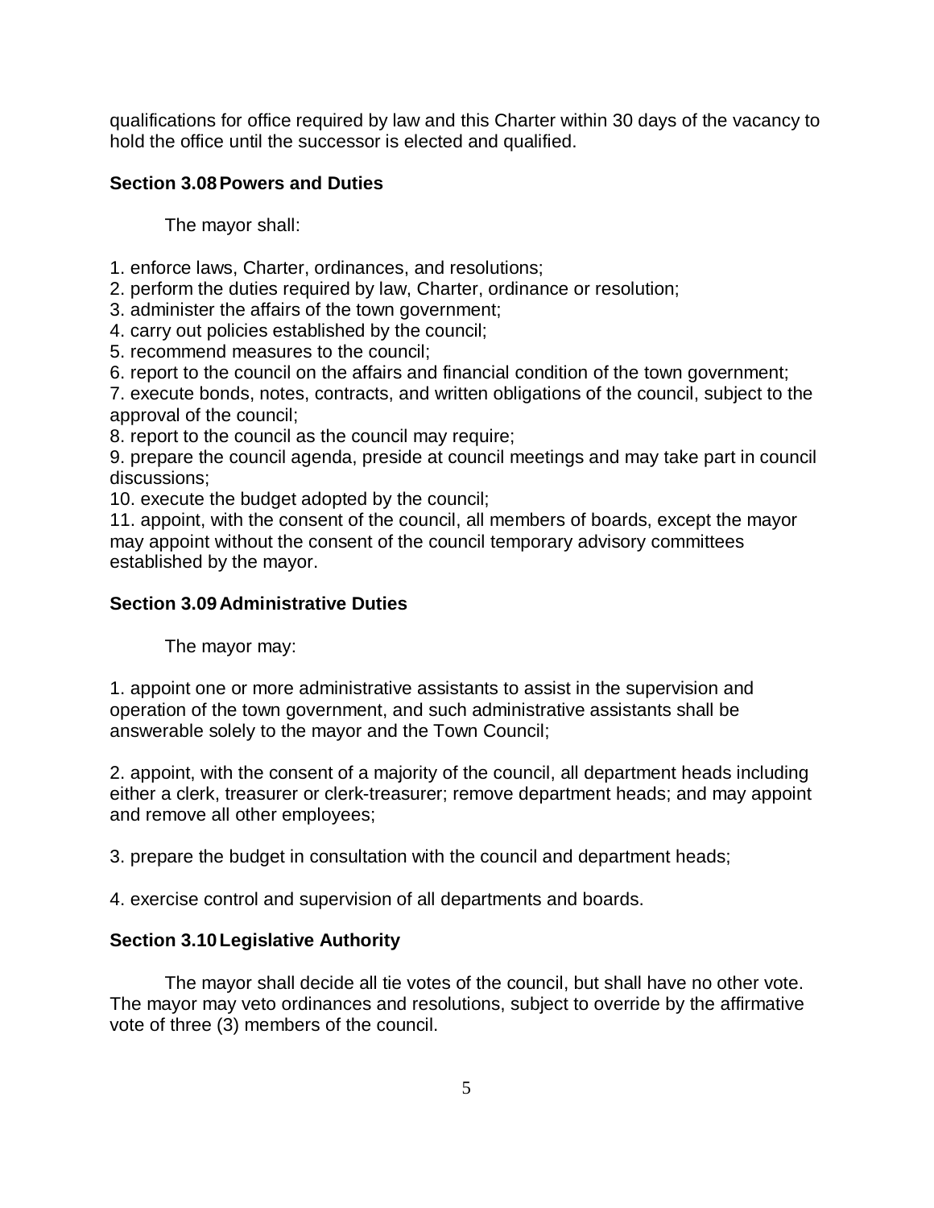qualifications for office required by law and this Charter within 30 days of the vacancy to hold the office until the successor is elected and qualified.

### Section 3.08 Powers and Duties

The mayor shall:

1. enforce laws, Charter, ordinances, and resolutions;
2. perform the duties required by law, Charter, ordinance or resolution;
3. administer the affairs of the town government;
4. carry out policies established by the council;
5. recommend measures to the council;
6. report to the council on the affairs and financial condition of the town government;
7. execute bonds, notes, contracts, and written obligations of the council, subject to the approval of the council;
8. report to the council as the council may require;
9. prepare the council agenda, preside at council meetings and may take part in council discussions;
10. execute the budget adopted by the council;
11. appoint, with the consent of the council, all members of boards, except the mayor may appoint without the consent of the council temporary advisory committees established by the mayor.

### Section 3.09 Administrative Duties

The mayor may:

1. appoint one or more administrative assistants to assist in the supervision and operation of the town government, and such administrative assistants shall be answerable solely to the mayor and the Town Council;

2. appoint, with the consent of a majority of the council, all department heads including either a clerk, treasurer or clerk-treasurer; remove department heads; and may appoint and remove all other employees;

3. prepare the budget in consultation with the council and department heads;

4. exercise control and supervision of all departments and boards.

### Section 3.10 Legislative Authority

The mayor shall decide all tie votes of the council, but shall have no other vote. The mayor may veto ordinances and resolutions, subject to override by the affirmative vote of three (3) members of the council.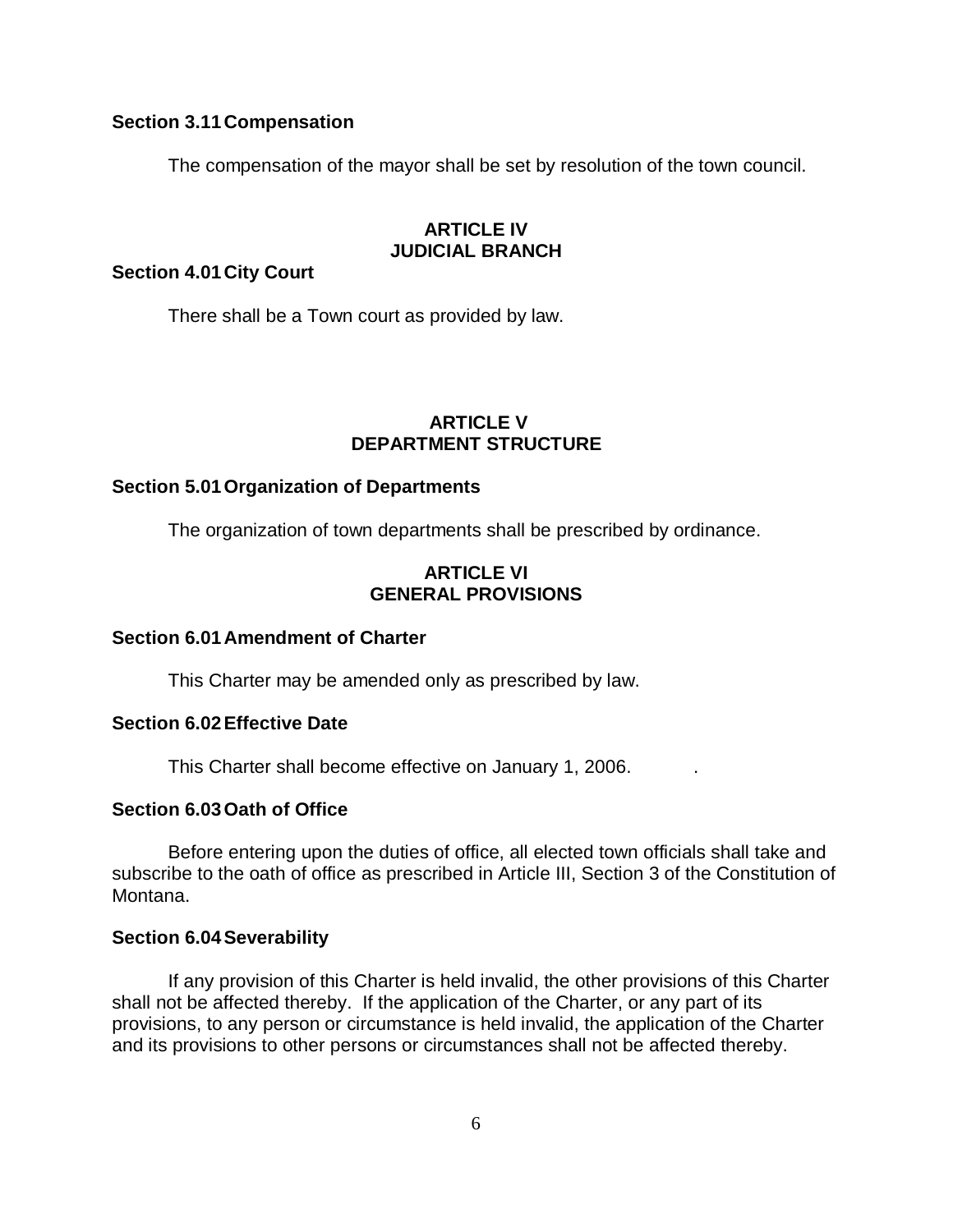**Section 3.11 Compensation**

The compensation of the mayor shall be set by resolution of the town council.

## ARTICLE IV
## JUDICIAL BRANCH

**Section 4.01 City Court**

There shall be a Town court as provided by law.

## ARTICLE V
## DEPARTMENT STRUCTURE

**Section 5.01 Organization of Departments**

The organization of town departments shall be prescribed by ordinance.

## ARTICLE VI
## GENERAL PROVISIONS

**Section 6.01 Amendment of Charter**

This Charter may be amended only as prescribed by law.

**Section 6.02 Effective Date**

This Charter shall become effective on January 1, 2006. .

**Section 6.03 Oath of Office**

Before entering upon the duties of office, all elected town officials shall take and subscribe to the oath of office as prescribed in Article III, Section 3 of the Constitution of Montana.

**Section 6.04 Severability**

If any provision of this Charter is held invalid, the other provisions of this Charter shall not be affected thereby. If the application of the Charter, or any part of its provisions, to any person or circumstance is held invalid, the application of the Charter and its provisions to other persons or circumstances shall not be affected thereby.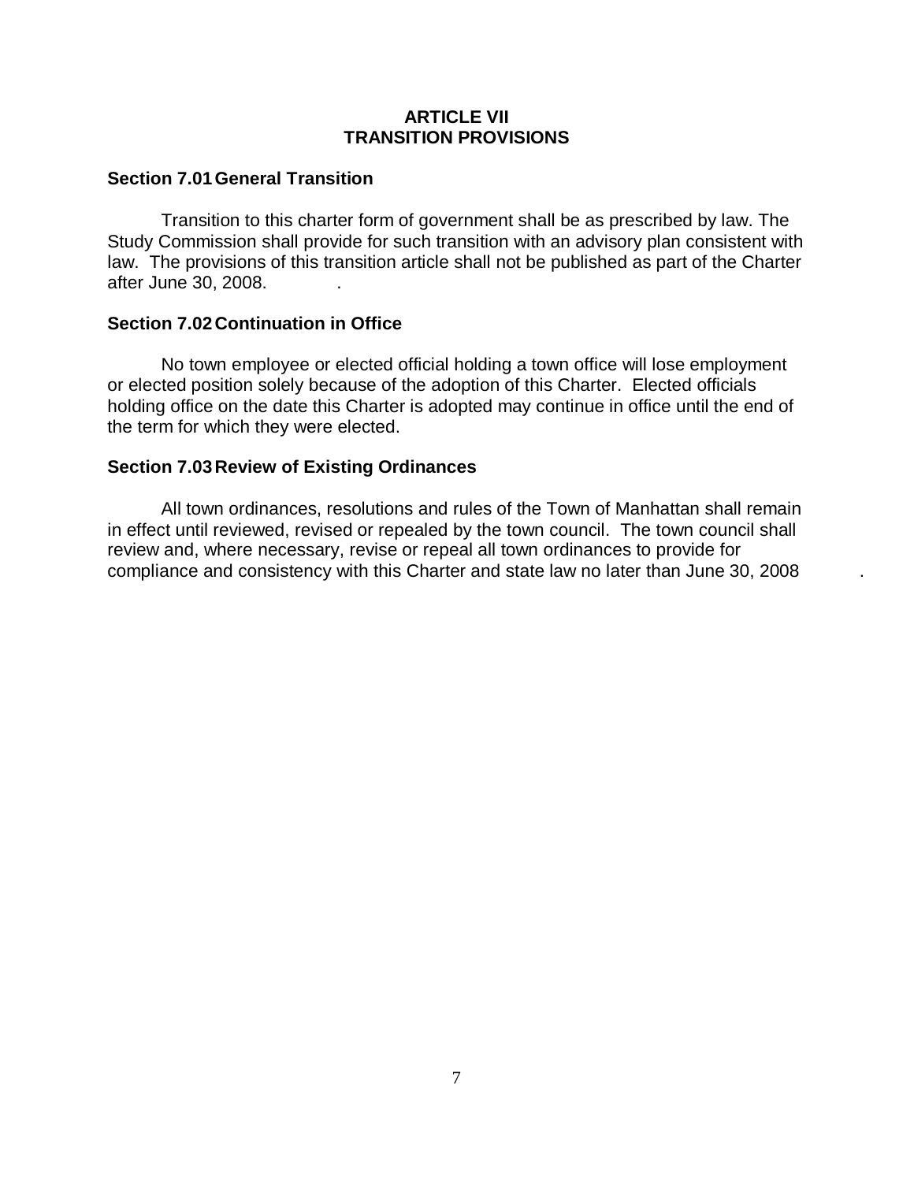## ARTICLE VII
## TRANSITION PROVISIONS

### Section 7.01 General Transition

Transition to this charter form of government shall be as prescribed by law. The Study Commission shall provide for such transition with an advisory plan consistent with law. The provisions of this transition article shall not be published as part of the Charter after June 30, 2008.

### Section 7.02 Continuation in Office

No town employee or elected official holding a town office will lose employment or elected position solely because of the adoption of this Charter. Elected officials holding office on the date this Charter is adopted may continue in office until the end of the term for which they were elected.

### Section 7.03 Review of Existing Ordinances

All town ordinances, resolutions and rules of the Town of Manhattan shall remain in effect until reviewed, revised or repealed by the town council. The town council shall review and, where necessary, revise or repeal all town ordinances to provide for compliance and consistency with this Charter and state law no later than June 30, 2008.